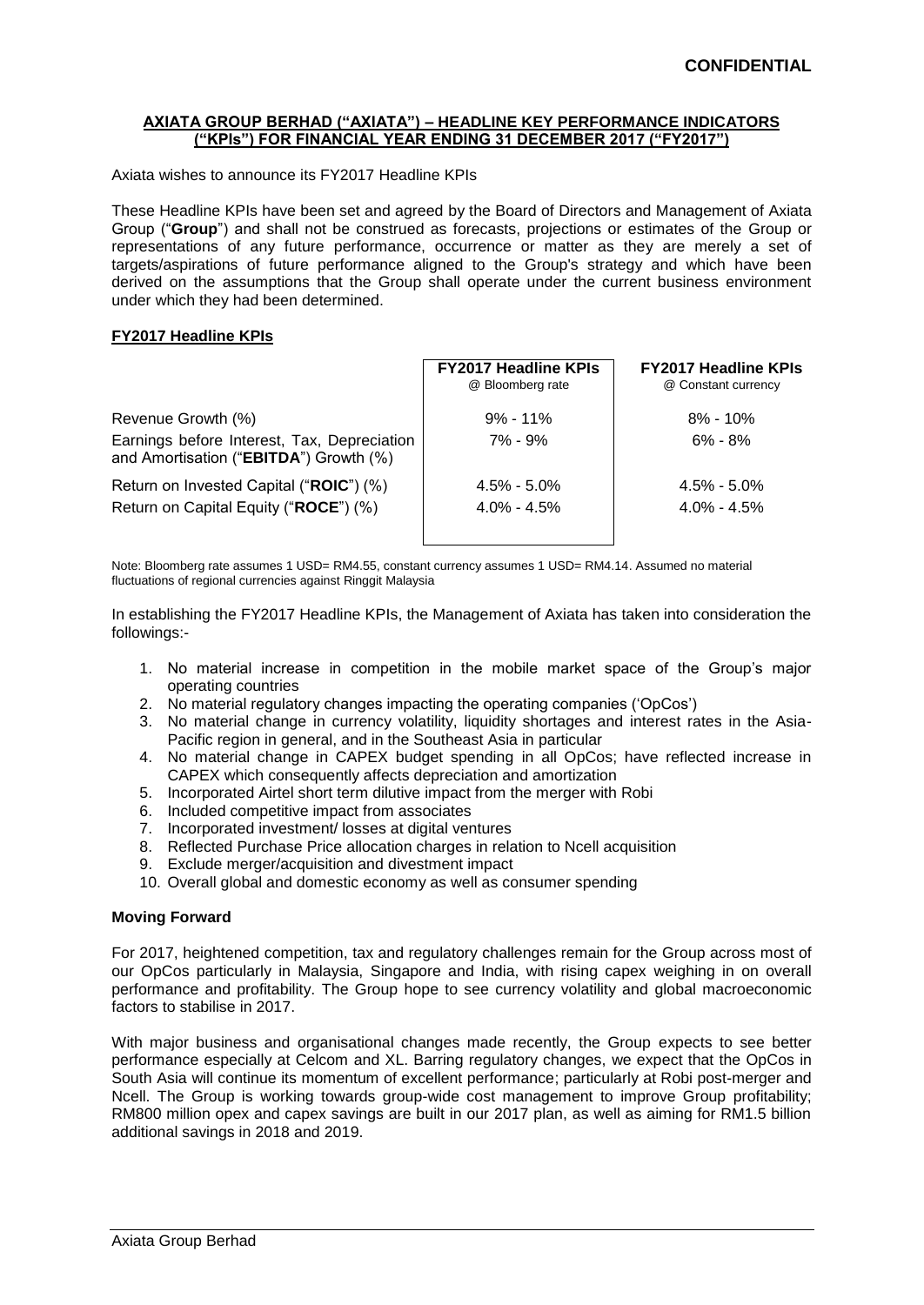**CONFIDENTIAL**

# AXIATA GROUP BERHAD ("AXIATA") – HEADLINE KEY PERFORMANCE INDICATORS ("KPIs") FOR FINANCIAL YEAR ENDING 31 DECEMBER 2017 ("FY2017")

Axiata wishes to announce its FY2017 Headline KPIs

These Headline KPIs have been set and agreed by the Board of Directors and Management of Axiata Group ("**Group**") and shall not be construed as forecasts, projections or estimates of the Group or representations of any future performance, occurrence or matter as they are merely a set of targets/aspirations of future performance aligned to the Group's strategy and which have been derived on the assumptions that the Group shall operate under the current business environment under which they had been determined.

## FY2017 Headline KPIs

| | **FY2017 Headline KPIs** @ Bloomberg rate | **FY2017 Headline KPIs** @ Constant currency |
|---|---|---|
| Revenue Growth (%) | 9% - 11% | 8% - 10% |
| Earnings before Interest, Tax, Depreciation and Amortisation ("**EBITDA**") Growth (%) | 7% - 9% | 6% - 8% |
| Return on Invested Capital ("**ROIC**") (%) | 4.5% - 5.0% | 4.5% - 5.0% |
| Return on Capital Equity ("**ROCE**") (%) | 4.0% - 4.5% | 4.0% - 4.5% |

Note: Bloomberg rate assumes 1 USD= RM4.55, constant currency assumes 1 USD= RM4.14. Assumed no material fluctuations of regional currencies against Ringgit Malaysia

In establishing the FY2017 Headline KPIs, the Management of Axiata has taken into consideration the followings:-

1. No material increase in competition in the mobile market space of the Group's major operating countries
2. No material regulatory changes impacting the operating companies ('OpCos')
3. No material change in currency volatility, liquidity shortages and interest rates in the Asia-Pacific region in general, and in the Southeast Asia in particular
4. No material change in CAPEX budget spending in all OpCos; have reflected increase in CAPEX which consequently affects depreciation and amortization
5. Incorporated Airtel short term dilutive impact from the merger with Robi
6. Included competitive impact from associates
7. Incorporated investment/ losses at digital ventures
8. Reflected Purchase Price allocation charges in relation to Ncell acquisition
9. Exclude merger/acquisition and divestment impact
10. Overall global and domestic economy as well as consumer spending

### Moving Forward

For 2017, heightened competition, tax and regulatory challenges remain for the Group across most of our OpCos particularly in Malaysia, Singapore and India, with rising capex weighing in on overall performance and profitability. The Group hope to see currency volatility and global macroeconomic factors to stabilise in 2017.

With major business and organisational changes made recently, the Group expects to see better performance especially at Celcom and XL. Barring regulatory changes, we expect that the OpCos in South Asia will continue its momentum of excellent performance; particularly at Robi post-merger and Ncell. The Group is working towards group-wide cost management to improve Group profitability; RM800 million opex and capex savings are built in our 2017 plan, as well as aiming for RM1.5 billion additional savings in 2018 and 2019.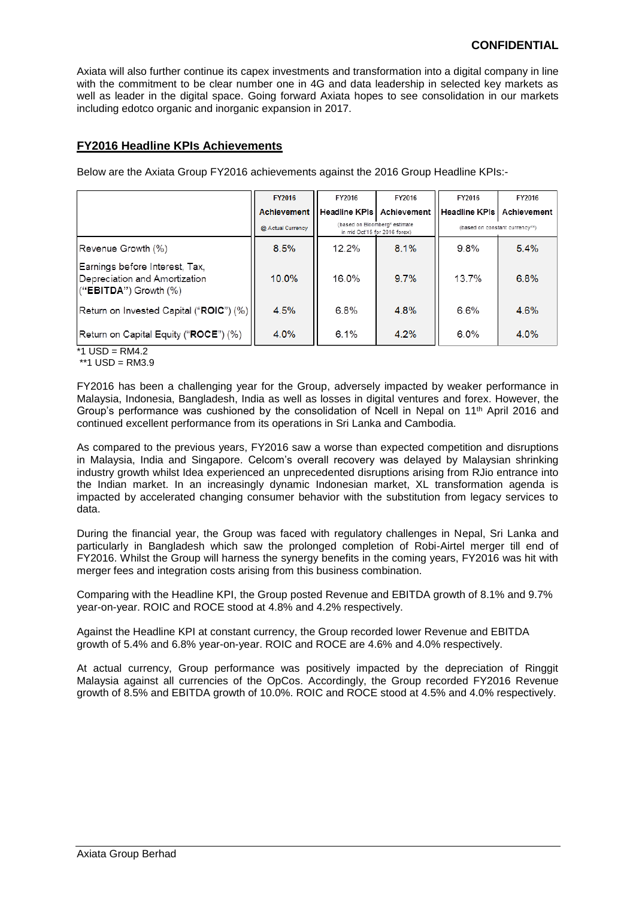Axiata will also further continue its capex investments and transformation into a digital company in line with the commitment to be clear number one in 4G and data leadership in selected key markets as well as leader in the digital space. Going forward Axiata hopes to see consolidation in our markets including edotco organic and inorganic expansion in 2017.

## FY2016 Headline KPIs Achievements

Below are the Axiata Group FY2016 achievements against the 2016 Group Headline KPIs:-

| | FY2016 Achievement @ Actual Currency | FY2016 Headline KPIs (based on Bloomberg* estimate in mid Oct'15 for 2016 forex) | FY2016 Achievement | FY2016 Headline KPIs (based on constant currency**) | FY2016 Achievement |
|---|---|---|---|---|---|
| Revenue Growth (%) | 8.5% | 12.2% | 8.1% | 9.8% | 5.4% |
| Earnings before Interest, Tax, Depreciation and Amortization (**"EBITDA"**) Growth (%) | 10.0% | 16.0% | 9.7% | 13.7% | 6.8% |
| Return on Invested Capital ("**ROIC**") (%) | 4.5% | 6.8% | 4.8% | 6.6% | 4.6% |
| Return on Capital Equity ("**ROCE**") (%) | 4.0% | 6.1% | 4.2% | 6.0% | 4.0% |

*1 USD = RM4.2
**1 USD = RM3.9

FY2016 has been a challenging year for the Group, adversely impacted by weaker performance in Malaysia, Indonesia, Bangladesh, India as well as losses in digital ventures and forex. However, the Group's performance was cushioned by the consolidation of Ncell in Nepal on 11th April 2016 and continued excellent performance from its operations in Sri Lanka and Cambodia.

As compared to the previous years, FY2016 saw a worse than expected competition and disruptions in Malaysia, India and Singapore. Celcom's overall recovery was delayed by Malaysian shrinking industry growth whilst Idea experienced an unprecedented disruptions arising from RJio entrance into the Indian market. In an increasingly dynamic Indonesian market, XL transformation agenda is impacted by accelerated changing consumer behavior with the substitution from legacy services to data.

During the financial year, the Group was faced with regulatory challenges in Nepal, Sri Lanka and particularly in Bangladesh which saw the prolonged completion of Robi-Airtel merger till end of FY2016. Whilst the Group will harness the synergy benefits in the coming years, FY2016 was hit with merger fees and integration costs arising from this business combination.

Comparing with the Headline KPI, the Group posted Revenue and EBITDA growth of 8.1% and 9.7% year-on-year. ROIC and ROCE stood at 4.8% and 4.2% respectively.

Against the Headline KPI at constant currency, the Group recorded lower Revenue and EBITDA growth of 5.4% and 6.8% year-on-year. ROIC and ROCE are 4.6% and 4.0% respectively.

At actual currency, Group performance was positively impacted by the depreciation of Ringgit Malaysia against all currencies of the OpCos. Accordingly, the Group recorded FY2016 Revenue growth of 8.5% and EBITDA growth of 10.0%. ROIC and ROCE stood at 4.5% and 4.0% respectively.